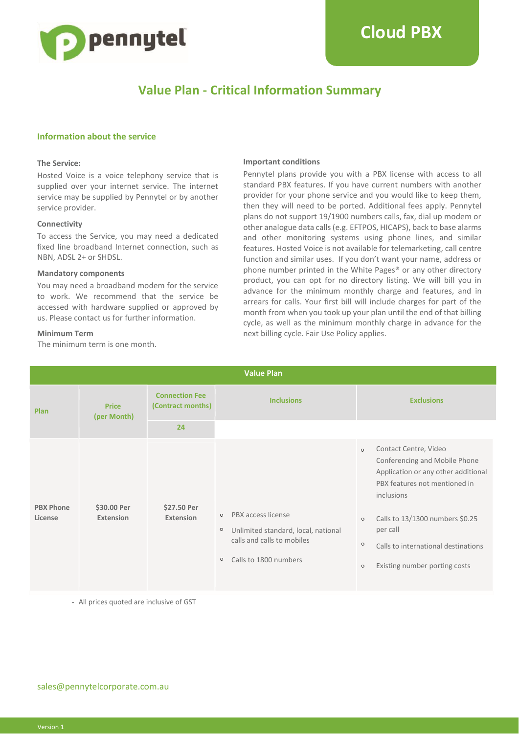pennytel

# Cloud PBX

## Value Plan - Critical Information Summary

### Information about the service

**The Service:**

Hosted Voice is a voice telephony service that is supplied over your internet service. The internet service may be supplied by Pennytel or by another service provider.

**Connectivity**

To access the Service, you may need a dedicated fixed line broadband Internet connection, such as NBN, ADSL 2+ or SHDSL.

**Mandatory components**

You may need a broadband modem for the service to work. We recommend that the service be accessed with hardware supplied or approved by us. Please contact us for further information.

**Minimum Term**

The minimum term is one month.

**Important conditions**

Pennytel plans provide you with a PBX license with access to all standard PBX features. If you have current numbers with another provider for your phone service and you would like to keep them, then they will need to be ported. Additional fees apply. Pennytel plans do not support 19/1900 numbers calls, fax, dial up modem or other analogue data calls (e.g. EFTPOS, HICAPS), back to base alarms and other monitoring systems using phone lines, and similar features. Hosted Voice is not available for telemarketing, call centre function and similar uses. If you don't want your name, address or phone number printed in the White Pages® or any other directory product, you can opt for no directory listing. We will bill you in advance for the minimum monthly charge and features, and in arrears for calls. Your first bill will include charges for part of the month from when you took up your plan until the end of that billing cycle, as well as the minimum monthly charge in advance for the next billing cycle. Fair Use Policy applies.

| Value Plan | | | | |
|---|---|---|---|---|
| Plan | Price (per Month) | Connection Fee (Contract months) 24 | Inclusions | Exclusions |
| PBX Phone License | $30.00 Per Extension | $27.50 Per Extension | ○ PBX access license<br>○ Unlimited standard, local, national calls and calls to mobiles<br>○ Calls to 1800 numbers | ○ Contact Centre, Video Conferencing and Mobile Phone Application or any other additional PBX features not mentioned in inclusions<br>○ Calls to 13/1300 numbers $0.25 per call<br>○ Calls to international destinations<br>○ Existing number porting costs |

- All prices quoted are inclusive of GST

sales@pennytelcorporate.com.au

Version 1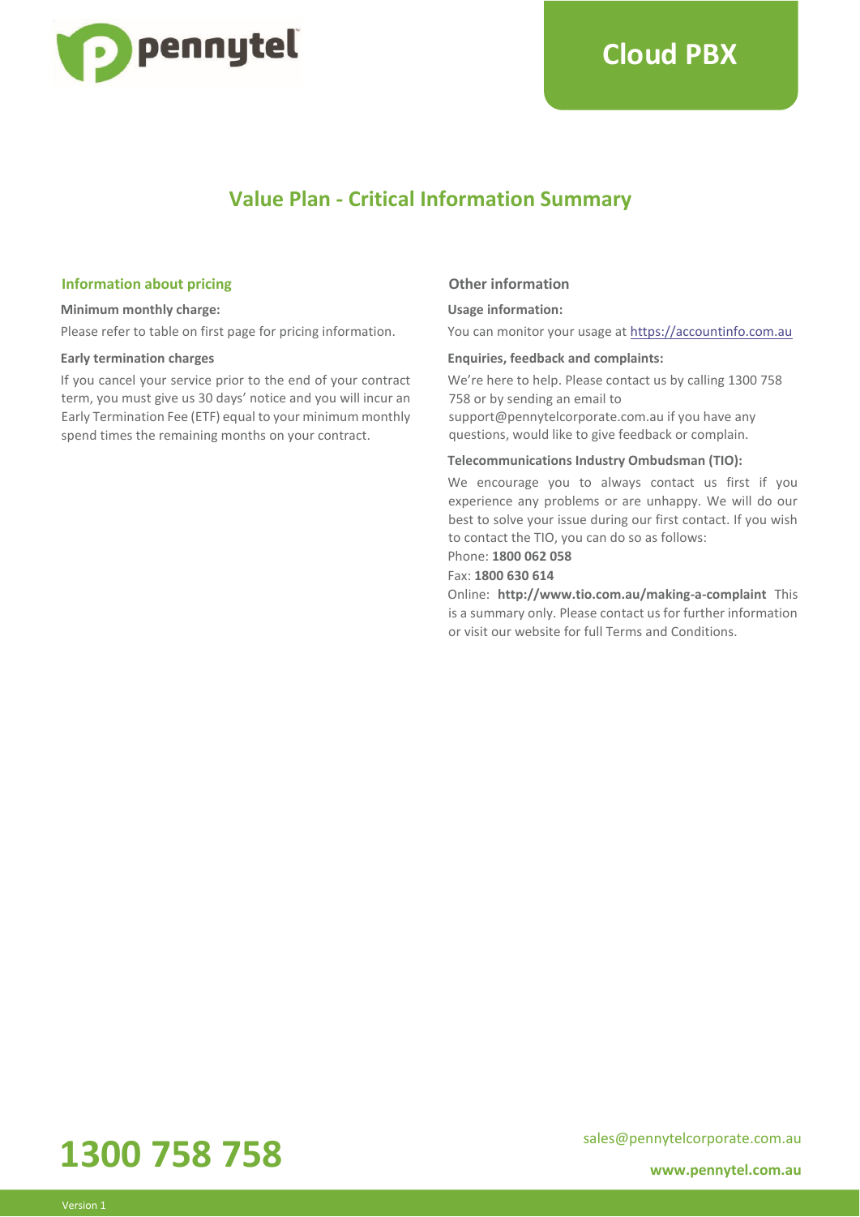# Cloud PBX

## Value Plan - Critical Information Summary

### Information about pricing

**Minimum monthly charge:**

Please refer to table on first page for pricing information.

**Early termination charges**

If you cancel your service prior to the end of your contract term, you must give us 30 days' notice and you will incur an Early Termination Fee (ETF) equal to your minimum monthly spend times the remaining months on your contract.

### Other information

**Usage information:**

You can monitor your usage at https://accountinfo.com.au

**Enquiries, feedback and complaints:**

We're here to help. Please contact us by calling 1300 758 758 or by sending an email to support@pennytelcorporate.com.au if you have any questions, would like to give feedback or complain.

**Telecommunications Industry Ombudsman (TIO):**

We encourage you to always contact us first if you experience any problems or are unhappy. We will do our best to solve your issue during our first contact. If you wish to contact the TIO, you can do so as follows:

Phone: **1800 062 058**

Fax: **1800 630 614**

Online: **http://www.tio.com.au/making-a-complaint** This is a summary only. Please contact us for further information or visit our website for full Terms and Conditions.

**1300 758 758**

sales@pennytelcorporate.com.au

**www.pennytel.com.au**

Version 1